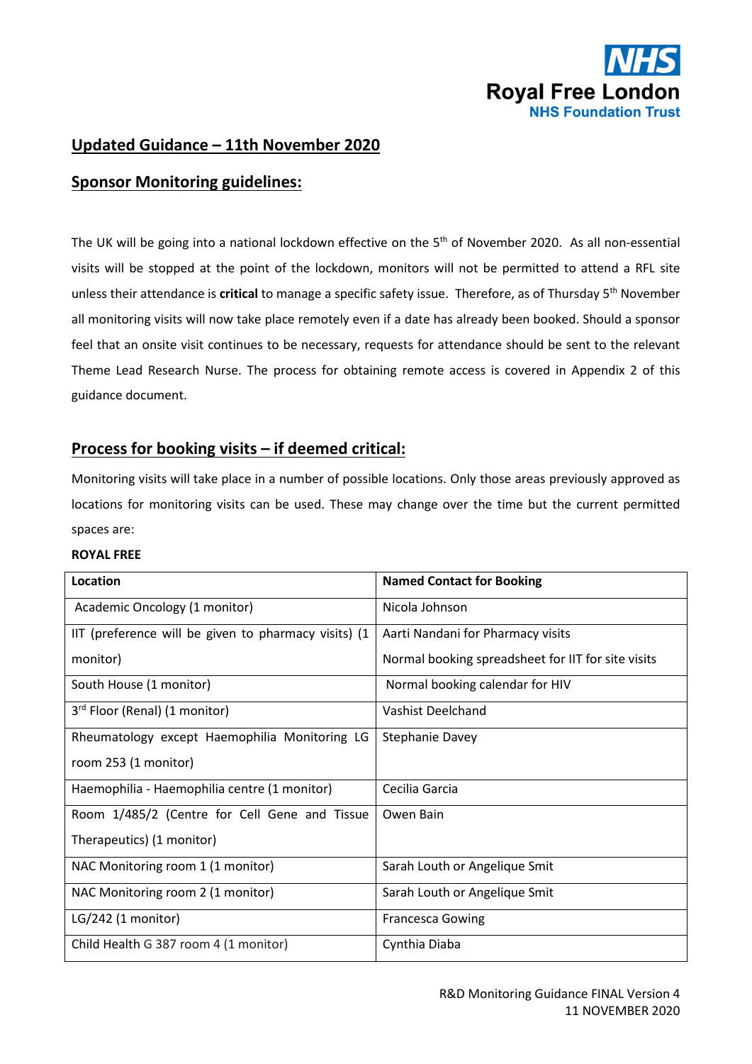## Updated Guidance – 11th November 2020

## Sponsor Monitoring guidelines:

The UK will be going into a national lockdown effective on the 5th of November 2020. As all non-essential visits will be stopped at the point of the lockdown, monitors will not be permitted to attend a RFL site unless their attendance is **critical** to manage a specific safety issue. Therefore, as of Thursday 5th November all monitoring visits will now take place remotely even if a date has already been booked. Should a sponsor feel that an onsite visit continues to be necessary, requests for attendance should be sent to the relevant Theme Lead Research Nurse. The process for obtaining remote access is covered in Appendix 2 of this guidance document.

## Process for booking visits – if deemed critical:

Monitoring visits will take place in a number of possible locations. Only those areas previously approved as locations for monitoring visits can be used. These may change over the time but the current permitted spaces are:

**ROYAL FREE**

| Location | Named Contact for Booking |
|---|---|
| Academic Oncology (1 monitor) | Nicola Johnson |
| IIT (preference will be given to pharmacy visits) (1 monitor) | Aarti Nandani for Pharmacy visits<br>Normal booking spreadsheet for IIT for site visits |
| South House (1 monitor) | Normal booking calendar for HIV |
| 3rd Floor (Renal) (1 monitor) | Vashist Deelchand |
| Rheumatology except Haemophilia Monitoring LG room 253 (1 monitor) | Stephanie Davey |
| Haemophilia - Haemophilia centre (1 monitor) | Cecilia Garcia |
| Room 1/485/2 (Centre for Cell Gene and Tissue Therapeutics) (1 monitor) | Owen Bain |
| NAC Monitoring room 1 (1 monitor) | Sarah Louth or Angelique Smit |
| NAC Monitoring room 2 (1 monitor) | Sarah Louth or Angelique Smit |
| LG/242 (1 monitor) | Francesca Gowing |
| Child Health G 387 room 4 (1 monitor) | Cynthia Diaba |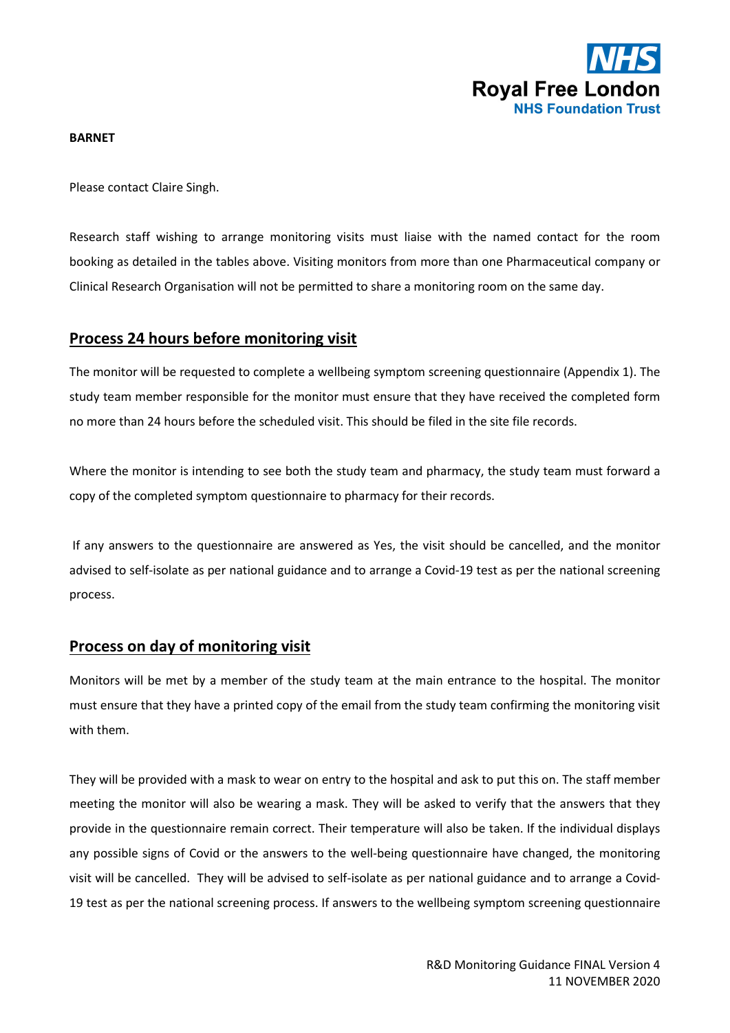**BARNET**

Please contact Claire Singh.

Research staff wishing to arrange monitoring visits must liaise with the named contact for the room booking as detailed in the tables above. Visiting monitors from more than one Pharmaceutical company or Clinical Research Organisation will not be permitted to share a monitoring room on the same day.

## Process 24 hours before monitoring visit

The monitor will be requested to complete a wellbeing symptom screening questionnaire (Appendix 1). The study team member responsible for the monitor must ensure that they have received the completed form no more than 24 hours before the scheduled visit. This should be filed in the site file records.

Where the monitor is intending to see both the study team and pharmacy, the study team must forward a copy of the completed symptom questionnaire to pharmacy for their records.

If any answers to the questionnaire are answered as Yes, the visit should be cancelled, and the monitor advised to self-isolate as per national guidance and to arrange a Covid-19 test as per the national screening process.

## Process on day of monitoring visit

Monitors will be met by a member of the study team at the main entrance to the hospital. The monitor must ensure that they have a printed copy of the email from the study team confirming the monitoring visit with them.

They will be provided with a mask to wear on entry to the hospital and ask to put this on. The staff member meeting the monitor will also be wearing a mask. They will be asked to verify that the answers that they provide in the questionnaire remain correct. Their temperature will also be taken. If the individual displays any possible signs of Covid or the answers to the well-being questionnaire have changed, the monitoring visit will be cancelled. They will be advised to self-isolate as per national guidance and to arrange a Covid-19 test as per the national screening process. If answers to the wellbeing symptom screening questionnaire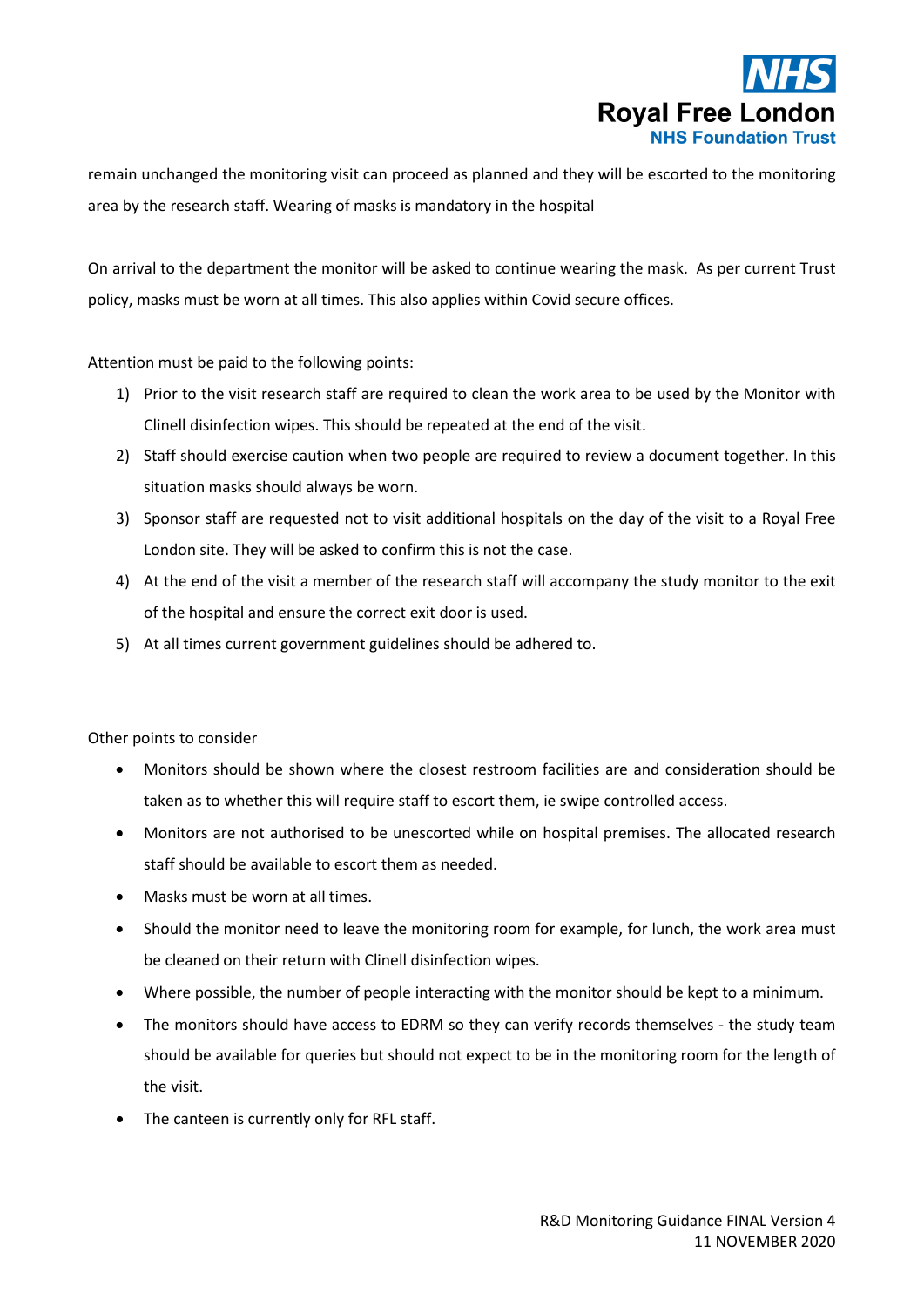remain unchanged the monitoring visit can proceed as planned and they will be escorted to the monitoring area by the research staff. Wearing of masks is mandatory in the hospital

On arrival to the department the monitor will be asked to continue wearing the mask. As per current Trust policy, masks must be worn at all times. This also applies within Covid secure offices.

Attention must be paid to the following points:

1) Prior to the visit research staff are required to clean the work area to be used by the Monitor with Clinell disinfection wipes. This should be repeated at the end of the visit.
2) Staff should exercise caution when two people are required to review a document together. In this situation masks should always be worn.
3) Sponsor staff are requested not to visit additional hospitals on the day of the visit to a Royal Free London site. They will be asked to confirm this is not the case.
4) At the end of the visit a member of the research staff will accompany the study monitor to the exit of the hospital and ensure the correct exit door is used.
5) At all times current government guidelines should be adhered to.

Other points to consider

- Monitors should be shown where the closest restroom facilities are and consideration should be taken as to whether this will require staff to escort them, ie swipe controlled access.
- Monitors are not authorised to be unescorted while on hospital premises. The allocated research staff should be available to escort them as needed.
- Masks must be worn at all times.
- Should the monitor need to leave the monitoring room for example, for lunch, the work area must be cleaned on their return with Clinell disinfection wipes.
- Where possible, the number of people interacting with the monitor should be kept to a minimum.
- The monitors should have access to EDRM so they can verify records themselves - the study team should be available for queries but should not expect to be in the monitoring room for the length of the visit.
- The canteen is currently only for RFL staff.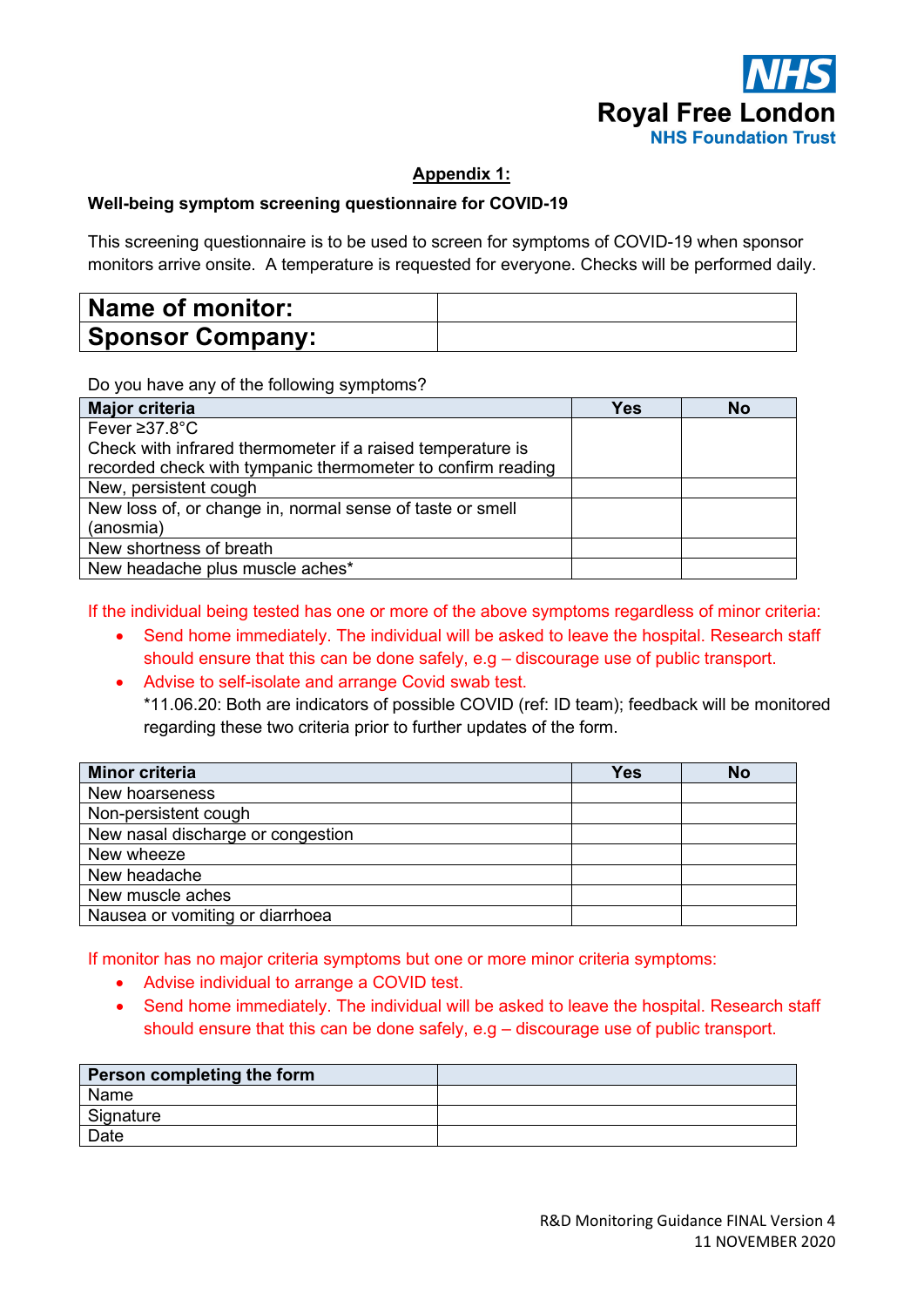**Appendix 1:**

**Well-being symptom screening questionnaire for COVID-19**

This screening questionnaire is to be used to screen for symptoms of COVID-19 when sponsor monitors arrive onsite. A temperature is requested for everyone. Checks will be performed daily.

| **Name of monitor:** | |
|---|---|
| **Sponsor Company:** | |

Do you have any of the following symptoms?

| Major criteria | Yes | No |
|---|---|---|
| Fever ≥37.8°C<br>Check with infrared thermometer if a raised temperature is recorded check with tympanic thermometer to confirm reading | | |
| New, persistent cough | | |
| New loss of, or change in, normal sense of taste or smell (anosmia) | | |
| New shortness of breath | | |
| New headache plus muscle aches* | | |

If the individual being tested has one or more of the above symptoms regardless of minor criteria:

- Send home immediately. The individual will be asked to leave the hospital. Research staff should ensure that this can be done safely, e.g – discourage use of public transport.
- Advise to self-isolate and arrange Covid swab test.
  *11.06.20: Both are indicators of possible COVID (ref: ID team); feedback will be monitored regarding these two criteria prior to further updates of the form.

| Minor criteria | Yes | No |
|---|---|---|
| New hoarseness | | |
| Non-persistent cough | | |
| New nasal discharge or congestion | | |
| New wheeze | | |
| New headache | | |
| New muscle aches | | |
| Nausea or vomiting or diarrhoea | | |

If monitor has no major criteria symptoms but one or more minor criteria symptoms:

- Advise individual to arrange a COVID test.
- Send home immediately. The individual will be asked to leave the hospital. Research staff should ensure that this can be done safely, e.g – discourage use of public transport.

| Person completing the form | |
|---|---|
| Name | |
| Signature | |
| Date | |

R&D Monitoring Guidance FINAL Version 4
11 NOVEMBER 2020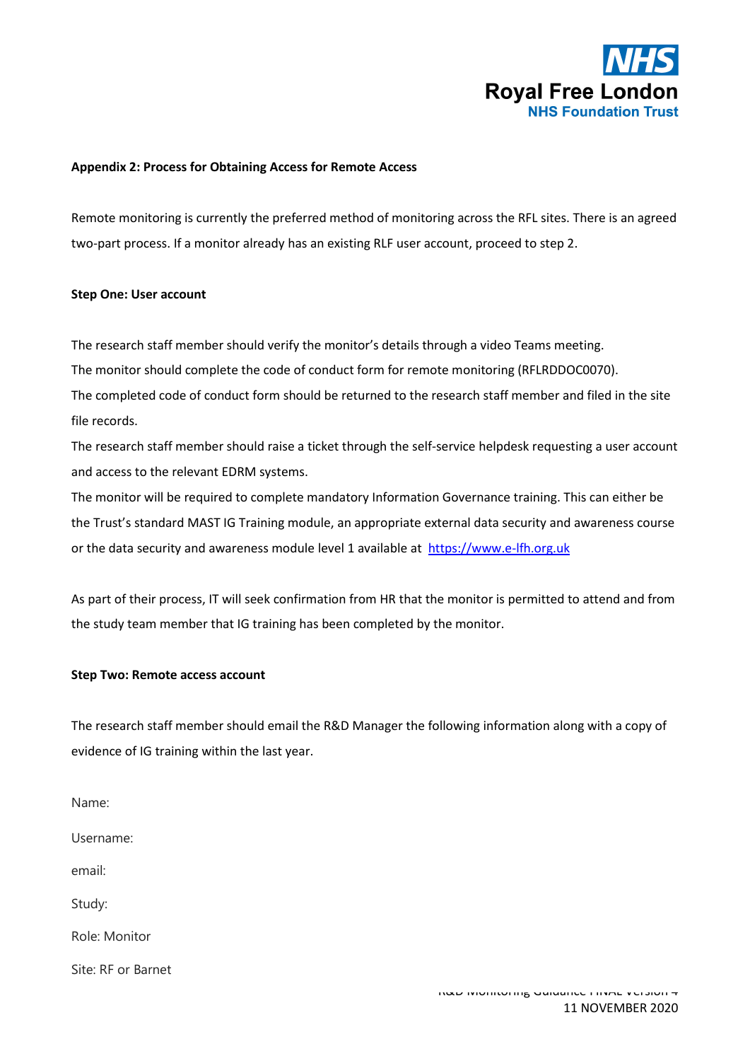**Appendix 2: Process for Obtaining Access for Remote Access**

Remote monitoring is currently the preferred method of monitoring across the RFL sites. There is an agreed two-part process. If a monitor already has an existing RLF user account, proceed to step 2.

**Step One: User account**

The research staff member should verify the monitor's details through a video Teams meeting.
The monitor should complete the code of conduct form for remote monitoring (RFLRDDOC0070).
The completed code of conduct form should be returned to the research staff member and filed in the site file records.
The research staff member should raise a ticket through the self-service helpdesk requesting a user account and access to the relevant EDRM systems.
The monitor will be required to complete mandatory Information Governance training. This can either be the Trust's standard MAST IG Training module, an appropriate external data security and awareness course or the data security and awareness module level 1 available at https://www.e-lfh.org.uk

As part of their process, IT will seek confirmation from HR that the monitor is permitted to attend and from the study team member that IG training has been completed by the monitor.

**Step Two: Remote access account**

The research staff member should email the R&D Manager the following information along with a copy of evidence of IG training within the last year.

Name:

Username:

email:

Study:

Role: Monitor

Site: RF or Barnet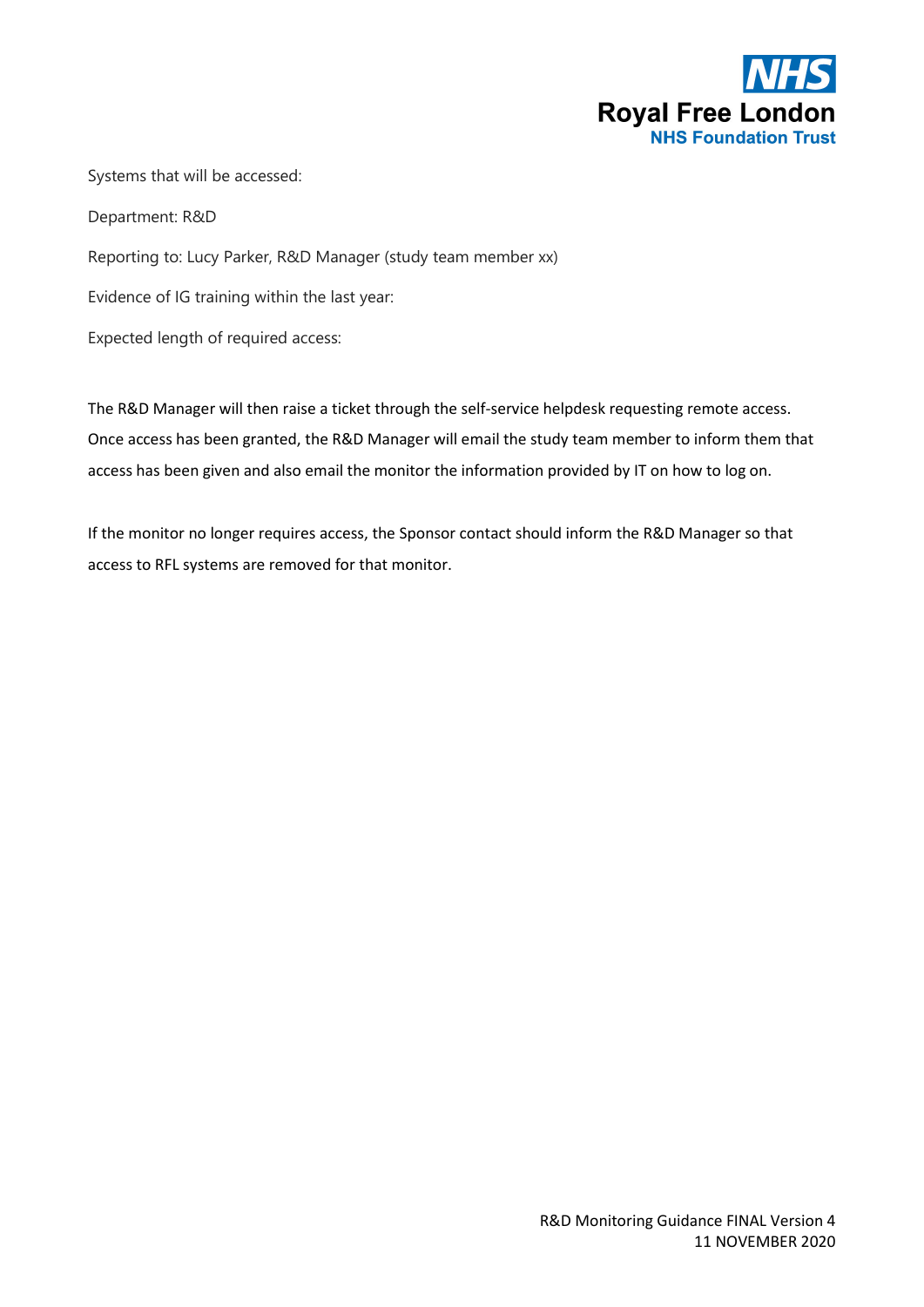Systems that will be accessed:

Department: R&D

Reporting to: Lucy Parker, R&D Manager (study team member xx)

Evidence of IG training within the last year:

Expected length of required access:

The R&D Manager will then raise a ticket through the self-service helpdesk requesting remote access. Once access has been granted, the R&D Manager will email the study team member to inform them that access has been given and also email the monitor the information provided by IT on how to log on.

If the monitor no longer requires access, the Sponsor contact should inform the R&D Manager so that access to RFL systems are removed for that monitor.